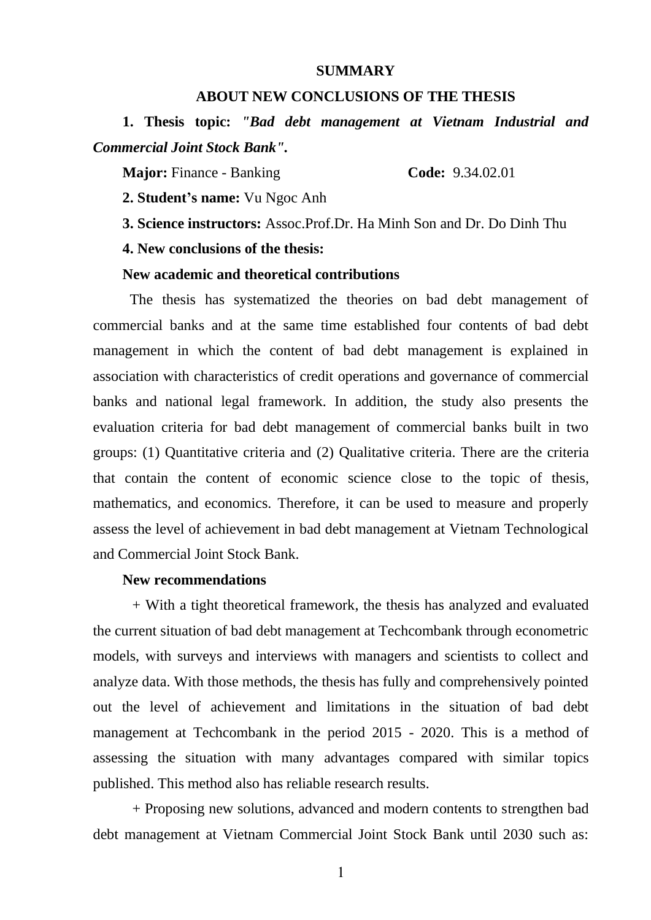# SUMMARY

## ABOUT NEW CONCLUSIONS OF THE THESIS

**1. Thesis topic:** ***"Bad debt management at Vietnam Industrial and Commercial Joint Stock Bank".***

**Major:** Finance - Banking **Code:** 9.34.02.01

**2. Student's name:** Vu Ngoc Anh

**3. Science instructors:** Assoc.Prof.Dr. Ha Minh Son and Dr. Do Dinh Thu

**4. New conclusions of the thesis:**

**New academic and theoretical contributions**

The thesis has systematized the theories on bad debt management of commercial banks and at the same time established four contents of bad debt management in which the content of bad debt management is explained in association with characteristics of credit operations and governance of commercial banks and national legal framework. In addition, the study also presents the evaluation criteria for bad debt management of commercial banks built in two groups: (1) Quantitative criteria and (2) Qualitative criteria. There are the criteria that contain the content of economic science close to the topic of thesis, mathematics, and economics. Therefore, it can be used to measure and properly assess the level of achievement in bad debt management at Vietnam Technological and Commercial Joint Stock Bank.

**New recommendations**

+ With a tight theoretical framework, the thesis has analyzed and evaluated the current situation of bad debt management at Techcombank through econometric models, with surveys and interviews with managers and scientists to collect and analyze data. With those methods, the thesis has fully and comprehensively pointed out the level of achievement and limitations in the situation of bad debt management at Techcombank in the period 2015 - 2020. This is a method of assessing the situation with many advantages compared with similar topics published. This method also has reliable research results.

+ Proposing new solutions, advanced and modern contents to strengthen bad debt management at Vietnam Commercial Joint Stock Bank until 2030 such as: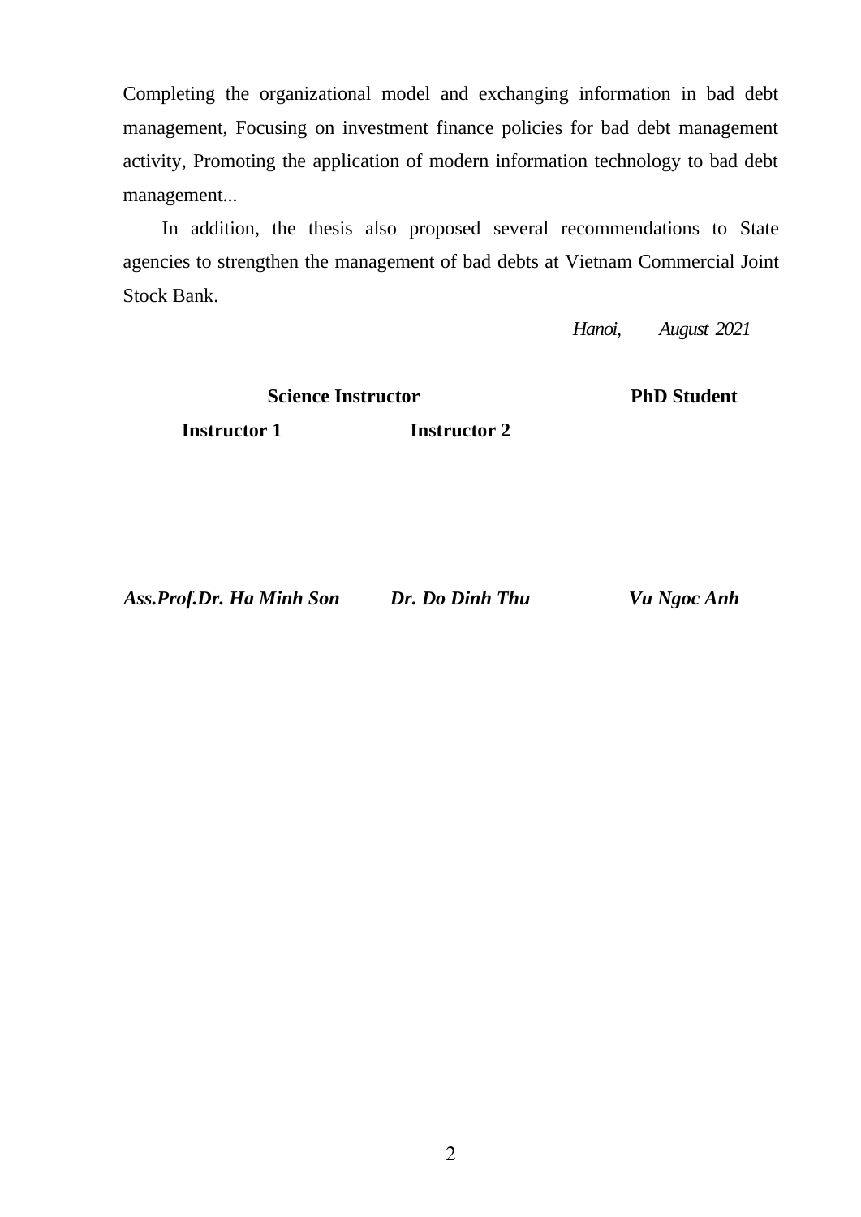Completing the organizational model and exchanging information in bad debt management, Focusing on investment finance policies for bad debt management activity, Promoting the application of modern information technology to bad debt management...

In addition, the thesis also proposed several recommendations to State agencies to strengthen the management of bad debts at Vietnam Commercial Joint Stock Bank.

*Hanoi, August 2021*

| **Science Instructor** | | **PhD Student** |
|---|---|---|
| **Instructor 1** | **Instructor 2** | |
| ***Ass.Prof.Dr. Ha Minh Son*** | ***Dr. Do Dinh Thu*** | ***Vu Ngoc Anh*** |